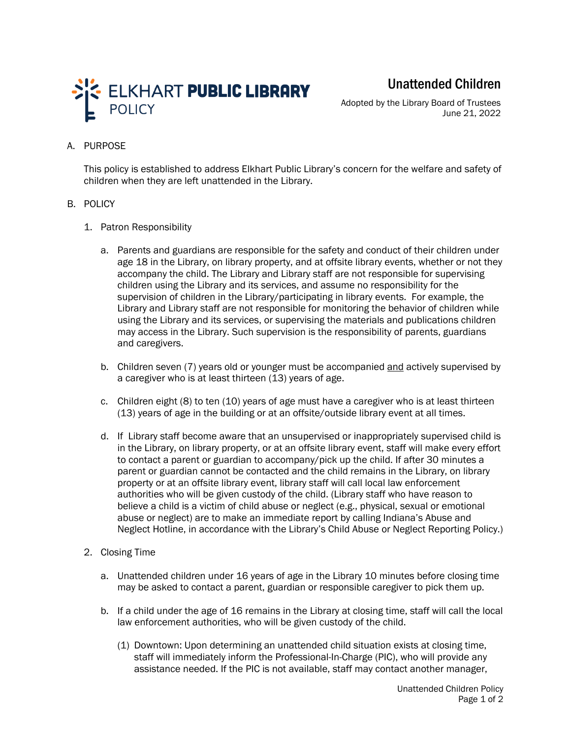ELKHART **PUBLIC LIBRARY**
POLICY

# Unattended Children

Adopted by the Library Board of Trustees
June 21, 2022

A. PURPOSE

This policy is established to address Elkhart Public Library's concern for the welfare and safety of children when they are left unattended in the Library.

B. POLICY

1. Patron Responsibility

   a. Parents and guardians are responsible for the safety and conduct of their children under age 18 in the Library, on library property, and at offsite library events, whether or not they accompany the child. The Library and Library staff are not responsible for supervising children using the Library and its services, and assume no responsibility for the supervision of children in the Library/participating in library events. For example, the Library and Library staff are not responsible for monitoring the behavior of children while using the Library and its services, or supervising the materials and publications children may access in the Library. Such supervision is the responsibility of parents, guardians and caregivers.

   b. Children seven (7) years old or younger must be accompanied <u>and</u> actively supervised by a caregiver who is at least thirteen (13) years of age.

   c. Children eight (8) to ten (10) years of age must have a caregiver who is at least thirteen (13) years of age in the building or at an offsite/outside library event at all times.

   d. If Library staff become aware that an unsupervised or inappropriately supervised child is in the Library, on library property, or at an offsite library event, staff will make every effort to contact a parent or guardian to accompany/pick up the child. If after 30 minutes a parent or guardian cannot be contacted and the child remains in the Library, on library property or at an offsite library event, library staff will call local law enforcement authorities who will be given custody of the child. (Library staff who have reason to believe a child is a victim of child abuse or neglect (e.g., physical, sexual or emotional abuse or neglect) are to make an immediate report by calling Indiana's Abuse and Neglect Hotline, in accordance with the Library's Child Abuse or Neglect Reporting Policy.)

2. Closing Time

   a. Unattended children under 16 years of age in the Library 10 minutes before closing time may be asked to contact a parent, guardian or responsible caregiver to pick them up.

   b. If a child under the age of 16 remains in the Library at closing time, staff will call the local law enforcement authorities, who will be given custody of the child.

      (1) Downtown: Upon determining an unattended child situation exists at closing time, staff will immediately inform the Professional-In-Charge (PIC), who will provide any assistance needed. If the PIC is not available, staff may contact another manager,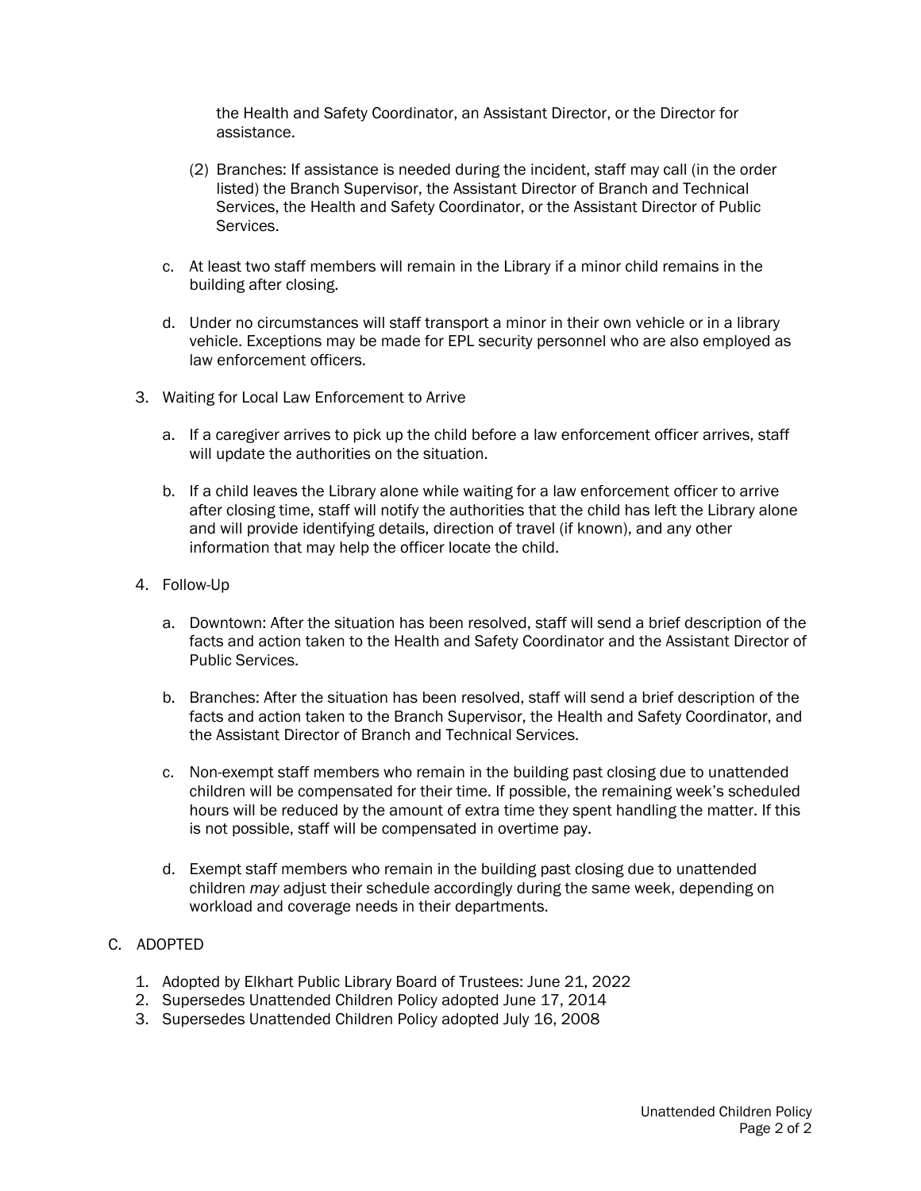the Health and Safety Coordinator, an Assistant Director, or the Director for assistance.

(2) Branches: If assistance is needed during the incident, staff may call (in the order listed) the Branch Supervisor, the Assistant Director of Branch and Technical Services, the Health and Safety Coordinator, or the Assistant Director of Public Services.

c. At least two staff members will remain in the Library if a minor child remains in the building after closing.

d. Under no circumstances will staff transport a minor in their own vehicle or in a library vehicle. Exceptions may be made for EPL security personnel who are also employed as law enforcement officers.

3. Waiting for Local Law Enforcement to Arrive

   a. If a caregiver arrives to pick up the child before a law enforcement officer arrives, staff will update the authorities on the situation.

   b. If a child leaves the Library alone while waiting for a law enforcement officer to arrive after closing time, staff will notify the authorities that the child has left the Library alone and will provide identifying details, direction of travel (if known), and any other information that may help the officer locate the child.

4. Follow-Up

   a. Downtown: After the situation has been resolved, staff will send a brief description of the facts and action taken to the Health and Safety Coordinator and the Assistant Director of Public Services.

   b. Branches: After the situation has been resolved, staff will send a brief description of the facts and action taken to the Branch Supervisor, the Health and Safety Coordinator, and the Assistant Director of Branch and Technical Services.

   c. Non-exempt staff members who remain in the building past closing due to unattended children will be compensated for their time. If possible, the remaining week's scheduled hours will be reduced by the amount of extra time they spent handling the matter. If this is not possible, staff will be compensated in overtime pay.

   d. Exempt staff members who remain in the building past closing due to unattended children *may* adjust their schedule accordingly during the same week, depending on workload and coverage needs in their departments.

C. ADOPTED

1. Adopted by Elkhart Public Library Board of Trustees: June 21, 2022
2. Supersedes Unattended Children Policy adopted June 17, 2014
3. Supersedes Unattended Children Policy adopted July 16, 2008